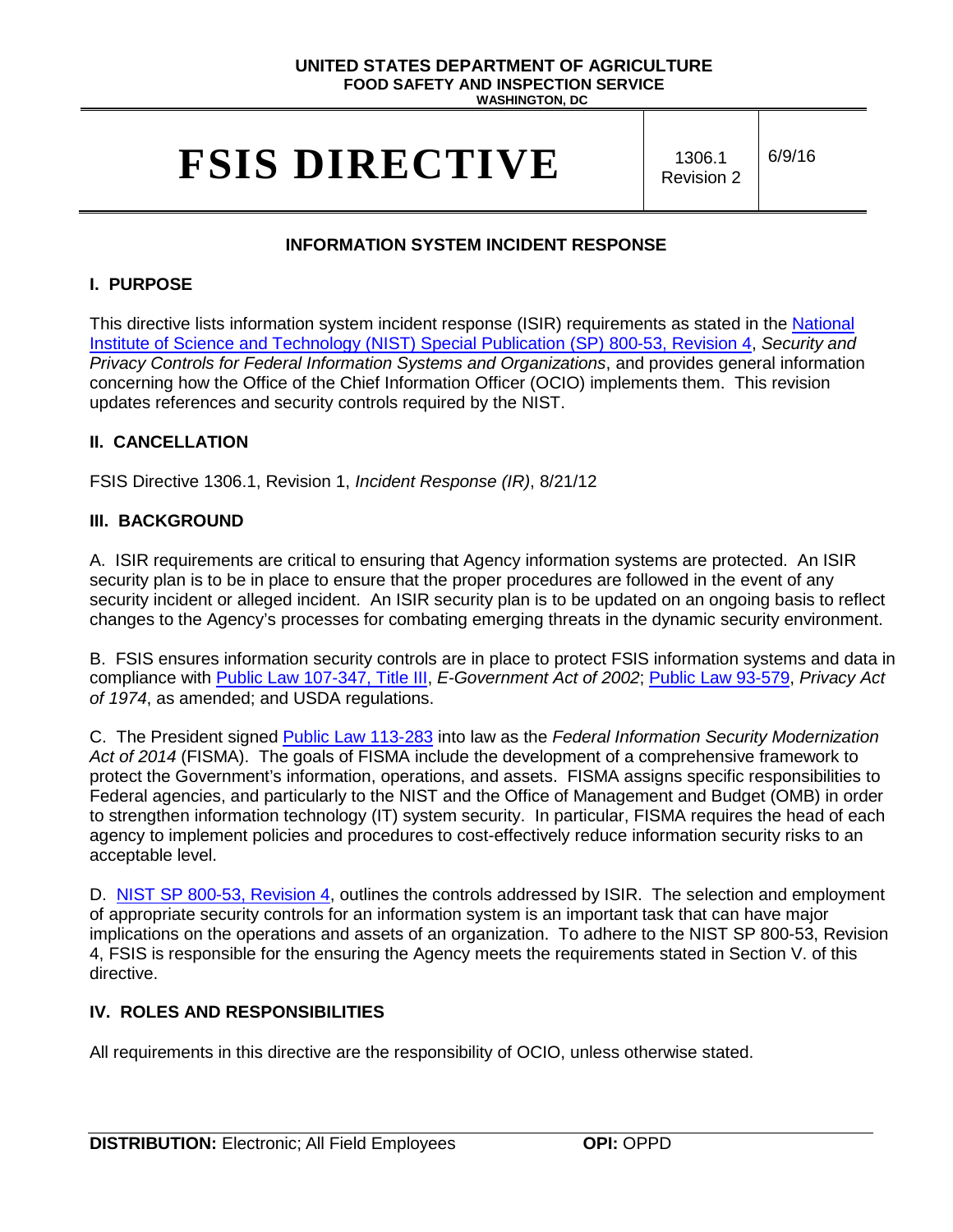**UNITED STATES DEPARTMENT OF AGRICULTURE**
**FOOD SAFETY AND INSPECTION SERVICE**
**WASHINGTON, DC**

# FSIS DIRECTIVE

1306.1 Revision 2 | 6/9/16

## INFORMATION SYSTEM INCIDENT RESPONSE

### I. PURPOSE

This directive lists information system incident response (ISIR) requirements as stated in the National Institute of Science and Technology (NIST) Special Publication (SP) 800-53, Revision 4, *Security and Privacy Controls for Federal Information Systems and Organizations*, and provides general information concerning how the Office of the Chief Information Officer (OCIO) implements them. This revision updates references and security controls required by the NIST.

### II. CANCELLATION

FSIS Directive 1306.1, Revision 1, *Incident Response (IR)*, 8/21/12

### III. BACKGROUND

A. ISIR requirements are critical to ensuring that Agency information systems are protected. An ISIR security plan is to be in place to ensure that the proper procedures are followed in the event of any security incident or alleged incident. An ISIR security plan is to be updated on an ongoing basis to reflect changes to the Agency's processes for combating emerging threats in the dynamic security environment.

B. FSIS ensures information security controls are in place to protect FSIS information systems and data in compliance with Public Law 107-347, Title III, *E-Government Act of 2002*; Public Law 93-579, *Privacy Act of 1974*, as amended; and USDA regulations.

C. The President signed Public Law 113-283 into law as the *Federal Information Security Modernization Act of 2014* (FISMA). The goals of FISMA include the development of a comprehensive framework to protect the Government's information, operations, and assets. FISMA assigns specific responsibilities to Federal agencies, and particularly to the NIST and the Office of Management and Budget (OMB) in order to strengthen information technology (IT) system security. In particular, FISMA requires the head of each agency to implement policies and procedures to cost-effectively reduce information security risks to an acceptable level.

D. NIST SP 800-53, Revision 4, outlines the controls addressed by ISIR. The selection and employment of appropriate security controls for an information system is an important task that can have major implications on the operations and assets of an organization. To adhere to the NIST SP 800-53, Revision 4, FSIS is responsible for the ensuring the Agency meets the requirements stated in Section V. of this directive.

### IV. ROLES AND RESPONSIBILITIES

All requirements in this directive are the responsibility of OCIO, unless otherwise stated.

**DISTRIBUTION:** Electronic; All Field Employees **OPI:** OPPD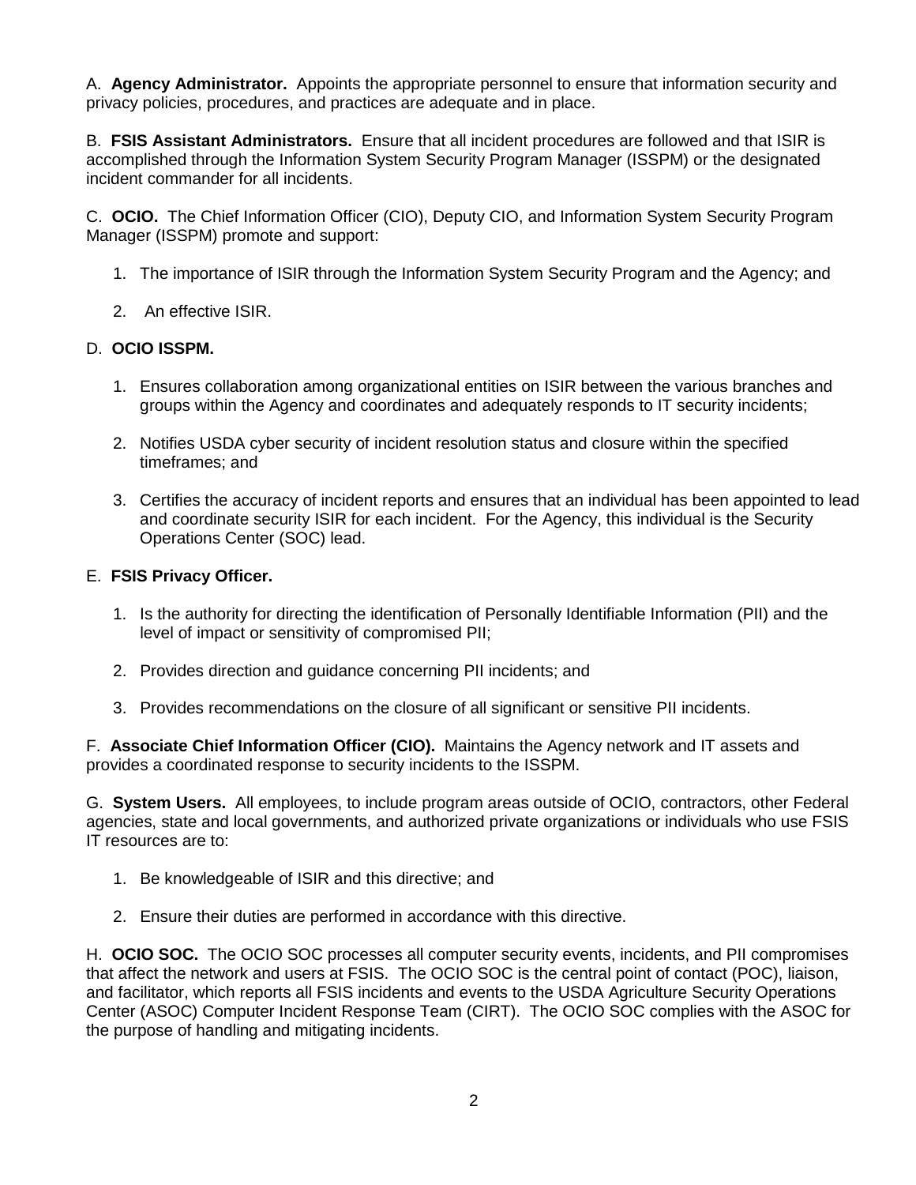A. **Agency Administrator.** Appoints the appropriate personnel to ensure that information security and privacy policies, procedures, and practices are adequate and in place.

B. **FSIS Assistant Administrators.** Ensure that all incident procedures are followed and that ISIR is accomplished through the Information System Security Program Manager (ISSPM) or the designated incident commander for all incidents.

C. **OCIO.** The Chief Information Officer (CIO), Deputy CIO, and Information System Security Program Manager (ISSPM) promote and support:

1. The importance of ISIR through the Information System Security Program and the Agency; and
2. An effective ISIR.

D. **OCIO ISSPM.**

1. Ensures collaboration among organizational entities on ISIR between the various branches and groups within the Agency and coordinates and adequately responds to IT security incidents;
2. Notifies USDA cyber security of incident resolution status and closure within the specified timeframes; and
3. Certifies the accuracy of incident reports and ensures that an individual has been appointed to lead and coordinate security ISIR for each incident. For the Agency, this individual is the Security Operations Center (SOC) lead.

E. **FSIS Privacy Officer.**

1. Is the authority for directing the identification of Personally Identifiable Information (PII) and the level of impact or sensitivity of compromised PII;
2. Provides direction and guidance concerning PII incidents; and
3. Provides recommendations on the closure of all significant or sensitive PII incidents.

F. **Associate Chief Information Officer (CIO).** Maintains the Agency network and IT assets and provides a coordinated response to security incidents to the ISSPM.

G. **System Users.** All employees, to include program areas outside of OCIO, contractors, other Federal agencies, state and local governments, and authorized private organizations or individuals who use FSIS IT resources are to:

1. Be knowledgeable of ISIR and this directive; and
2. Ensure their duties are performed in accordance with this directive.

H. **OCIO SOC.** The OCIO SOC processes all computer security events, incidents, and PII compromises that affect the network and users at FSIS. The OCIO SOC is the central point of contact (POC), liaison, and facilitator, which reports all FSIS incidents and events to the USDA Agriculture Security Operations Center (ASOC) Computer Incident Response Team (CIRT). The OCIO SOC complies with the ASOC for the purpose of handling and mitigating incidents.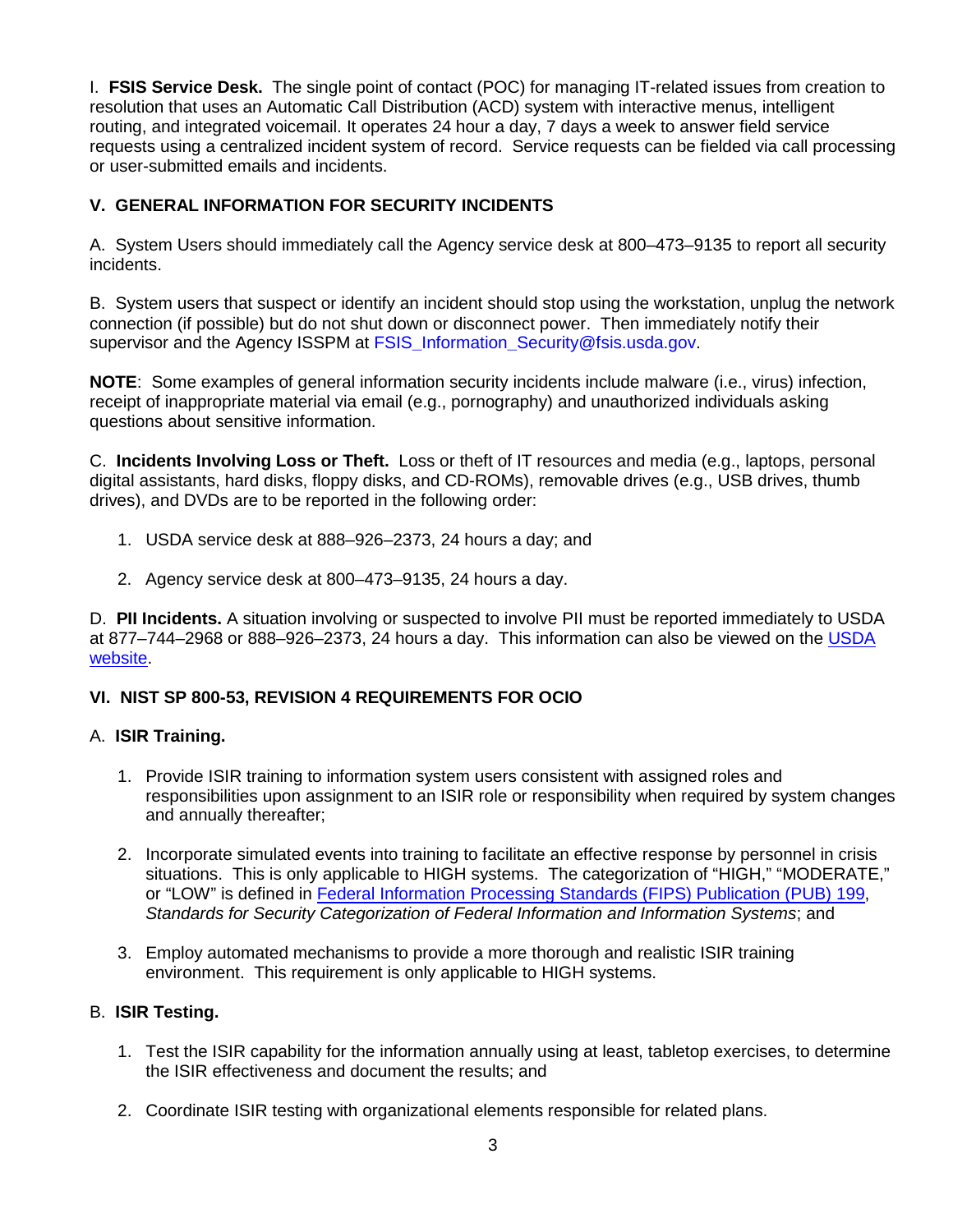I. **FSIS Service Desk.** The single point of contact (POC) for managing IT-related issues from creation to resolution that uses an Automatic Call Distribution (ACD) system with interactive menus, intelligent routing, and integrated voicemail. It operates 24 hour a day, 7 days a week to answer field service requests using a centralized incident system of record. Service requests can be fielded via call processing or user-submitted emails and incidents.

## V. GENERAL INFORMATION FOR SECURITY INCIDENTS

A. System Users should immediately call the Agency service desk at 800–473–9135 to report all security incidents.

B. System users that suspect or identify an incident should stop using the workstation, unplug the network connection (if possible) but do not shut down or disconnect power. Then immediately notify their supervisor and the Agency ISSPM at FSIS_Information_Security@fsis.usda.gov.

**NOTE**: Some examples of general information security incidents include malware (i.e., virus) infection, receipt of inappropriate material via email (e.g., pornography) and unauthorized individuals asking questions about sensitive information.

C. **Incidents Involving Loss or Theft.** Loss or theft of IT resources and media (e.g., laptops, personal digital assistants, hard disks, floppy disks, and CD-ROMs), removable drives (e.g., USB drives, thumb drives), and DVDs are to be reported in the following order:

1. USDA service desk at 888–926–2373, 24 hours a day; and
2. Agency service desk at 800–473–9135, 24 hours a day.

D. **PII Incidents.** A situation involving or suspected to involve PII must be reported immediately to USDA at 877–744–2968 or 888–926–2373, 24 hours a day. This information can also be viewed on the USDA website.

## VI. NIST SP 800-53, REVISION 4 REQUIREMENTS FOR OCIO

A. **ISIR Training.**

1. Provide ISIR training to information system users consistent with assigned roles and responsibilities upon assignment to an ISIR role or responsibility when required by system changes and annually thereafter;
2. Incorporate simulated events into training to facilitate an effective response by personnel in crisis situations. This is only applicable to HIGH systems. The categorization of "HIGH," "MODERATE," or "LOW" is defined in Federal Information Processing Standards (FIPS) Publication (PUB) 199, *Standards for Security Categorization of Federal Information and Information Systems*; and
3. Employ automated mechanisms to provide a more thorough and realistic ISIR training environment. This requirement is only applicable to HIGH systems.

B. **ISIR Testing.**

1. Test the ISIR capability for the information annually using at least, tabletop exercises, to determine the ISIR effectiveness and document the results; and
2. Coordinate ISIR testing with organizational elements responsible for related plans.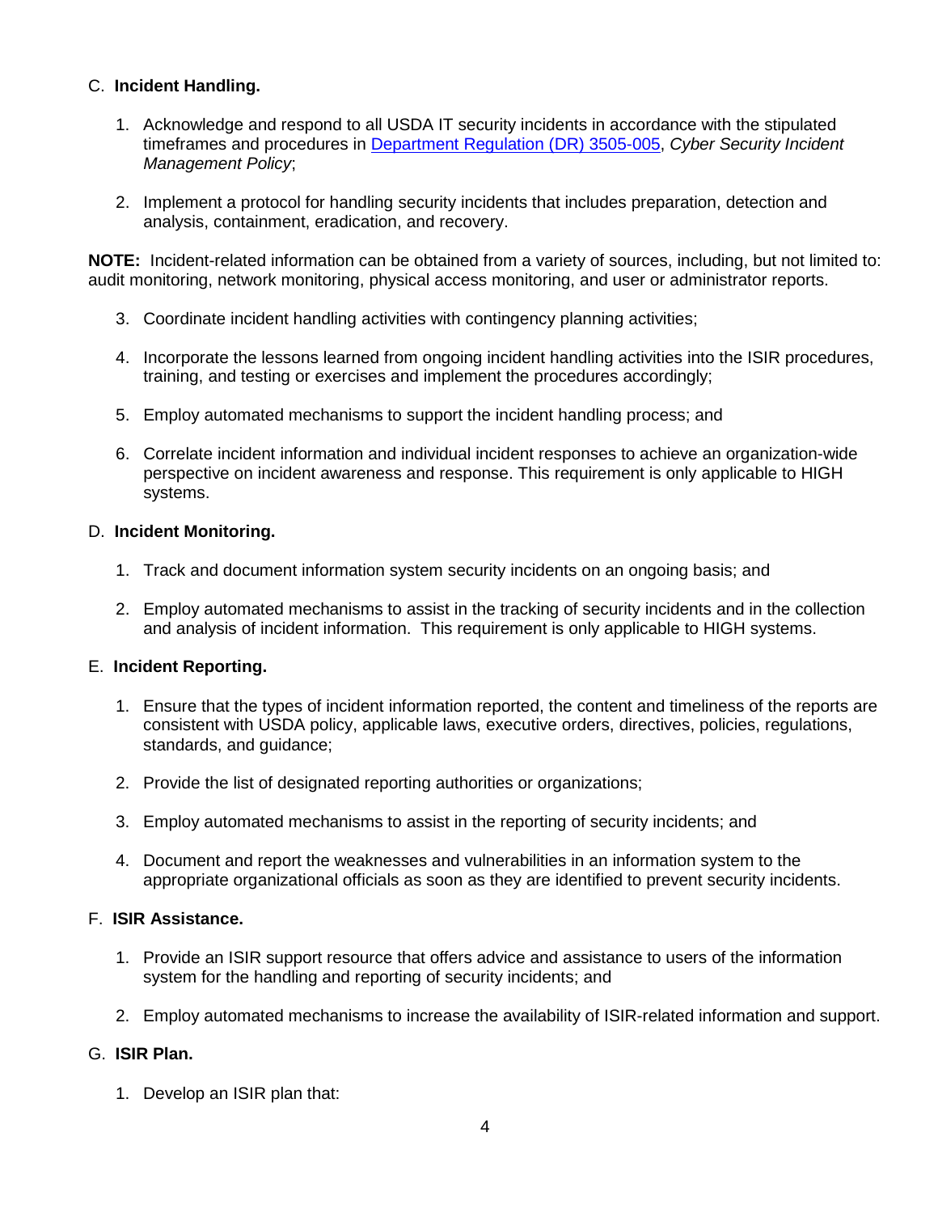C. **Incident Handling.**

1. Acknowledge and respond to all USDA IT security incidents in accordance with the stipulated timeframes and procedures in [Department Regulation (DR) 3505-005](), *Cyber Security Incident Management Policy*;

2. Implement a protocol for handling security incidents that includes preparation, detection and analysis, containment, eradication, and recovery.

**NOTE:** Incident-related information can be obtained from a variety of sources, including, but not limited to: audit monitoring, network monitoring, physical access monitoring, and user or administrator reports.

3. Coordinate incident handling activities with contingency planning activities;

4. Incorporate the lessons learned from ongoing incident handling activities into the ISIR procedures, training, and testing or exercises and implement the procedures accordingly;

5. Employ automated mechanisms to support the incident handling process; and

6. Correlate incident information and individual incident responses to achieve an organization-wide perspective on incident awareness and response. This requirement is only applicable to HIGH systems.

D. **Incident Monitoring.**

1. Track and document information system security incidents on an ongoing basis; and

2. Employ automated mechanisms to assist in the tracking of security incidents and in the collection and analysis of incident information. This requirement is only applicable to HIGH systems.

E. **Incident Reporting.**

1. Ensure that the types of incident information reported, the content and timeliness of the reports are consistent with USDA policy, applicable laws, executive orders, directives, policies, regulations, standards, and guidance;

2. Provide the list of designated reporting authorities or organizations;

3. Employ automated mechanisms to assist in the reporting of security incidents; and

4. Document and report the weaknesses and vulnerabilities in an information system to the appropriate organizational officials as soon as they are identified to prevent security incidents.

F. **ISIR Assistance.**

1. Provide an ISIR support resource that offers advice and assistance to users of the information system for the handling and reporting of security incidents; and

2. Employ automated mechanisms to increase the availability of ISIR-related information and support.

G. **ISIR Plan.**

1. Develop an ISIR plan that: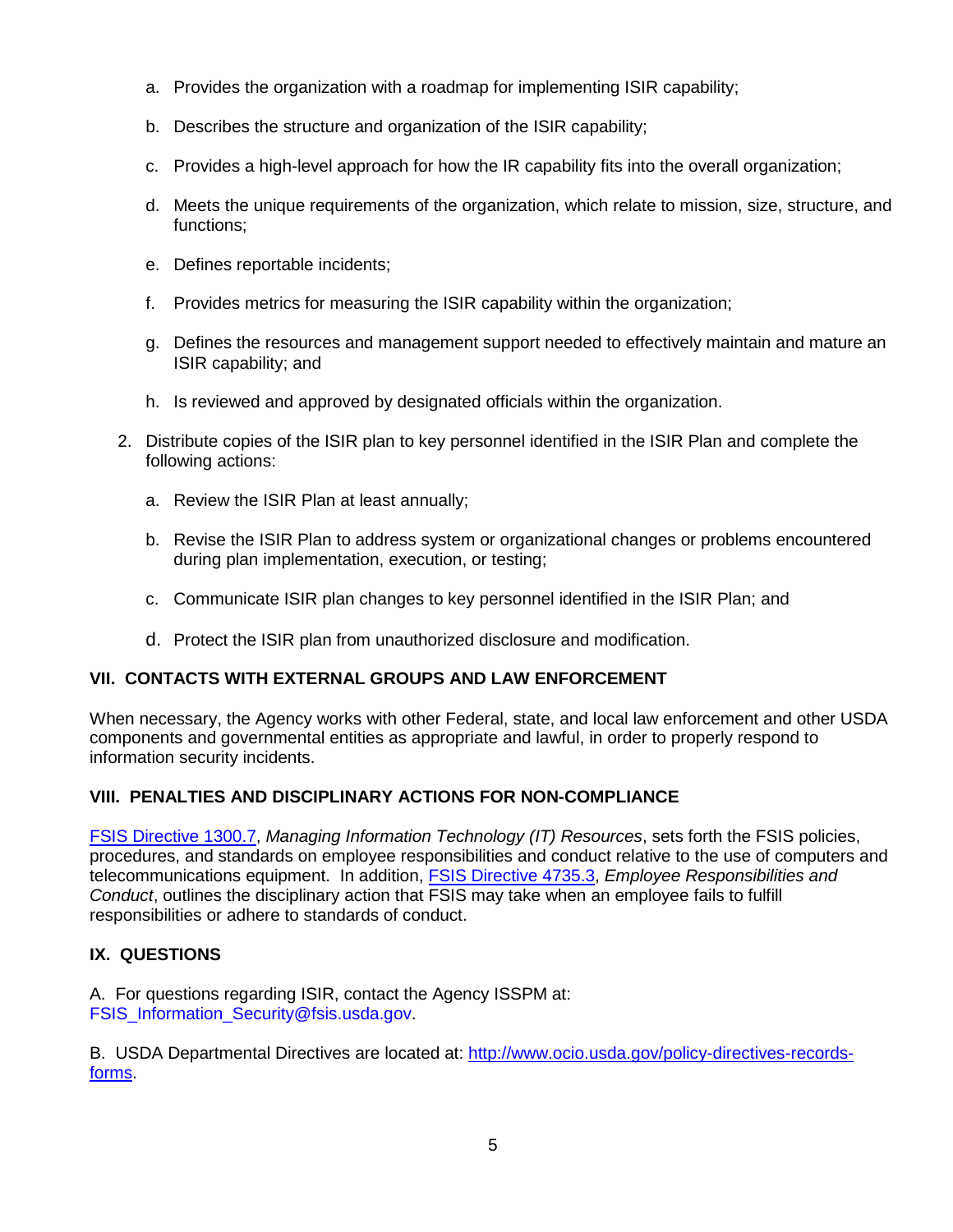a. Provides the organization with a roadmap for implementing ISIR capability;

   b. Describes the structure and organization of the ISIR capability;

   c. Provides a high-level approach for how the IR capability fits into the overall organization;

   d. Meets the unique requirements of the organization, which relate to mission, size, structure, and functions;

   e. Defines reportable incidents;

   f. Provides metrics for measuring the ISIR capability within the organization;

   g. Defines the resources and management support needed to effectively maintain and mature an ISIR capability; and

   h. Is reviewed and approved by designated officials within the organization.

2. Distribute copies of the ISIR plan to key personnel identified in the ISIR Plan and complete the following actions:

   a. Review the ISIR Plan at least annually;

   b. Revise the ISIR Plan to address system or organizational changes or problems encountered during plan implementation, execution, or testing;

   c. Communicate ISIR plan changes to key personnel identified in the ISIR Plan; and

   d. Protect the ISIR plan from unauthorized disclosure and modification.

**VII. CONTACTS WITH EXTERNAL GROUPS AND LAW ENFORCEMENT**

When necessary, the Agency works with other Federal, state, and local law enforcement and other USDA components and governmental entities as appropriate and lawful, in order to properly respond to information security incidents.

**VIII. PENALTIES AND DISCIPLINARY ACTIONS FOR NON-COMPLIANCE**

FSIS Directive 1300.7, *Managing Information Technology (IT) Resources*, sets forth the FSIS policies, procedures, and standards on employee responsibilities and conduct relative to the use of computers and telecommunications equipment. In addition, FSIS Directive 4735.3, *Employee Responsibilities and Conduct*, outlines the disciplinary action that FSIS may take when an employee fails to fulfill responsibilities or adhere to standards of conduct.

**IX. QUESTIONS**

A. For questions regarding ISIR, contact the Agency ISSPM at: FSIS_Information_Security@fsis.usda.gov.

B. USDA Departmental Directives are located at: http://www.ocio.usda.gov/policy-directives-records-forms.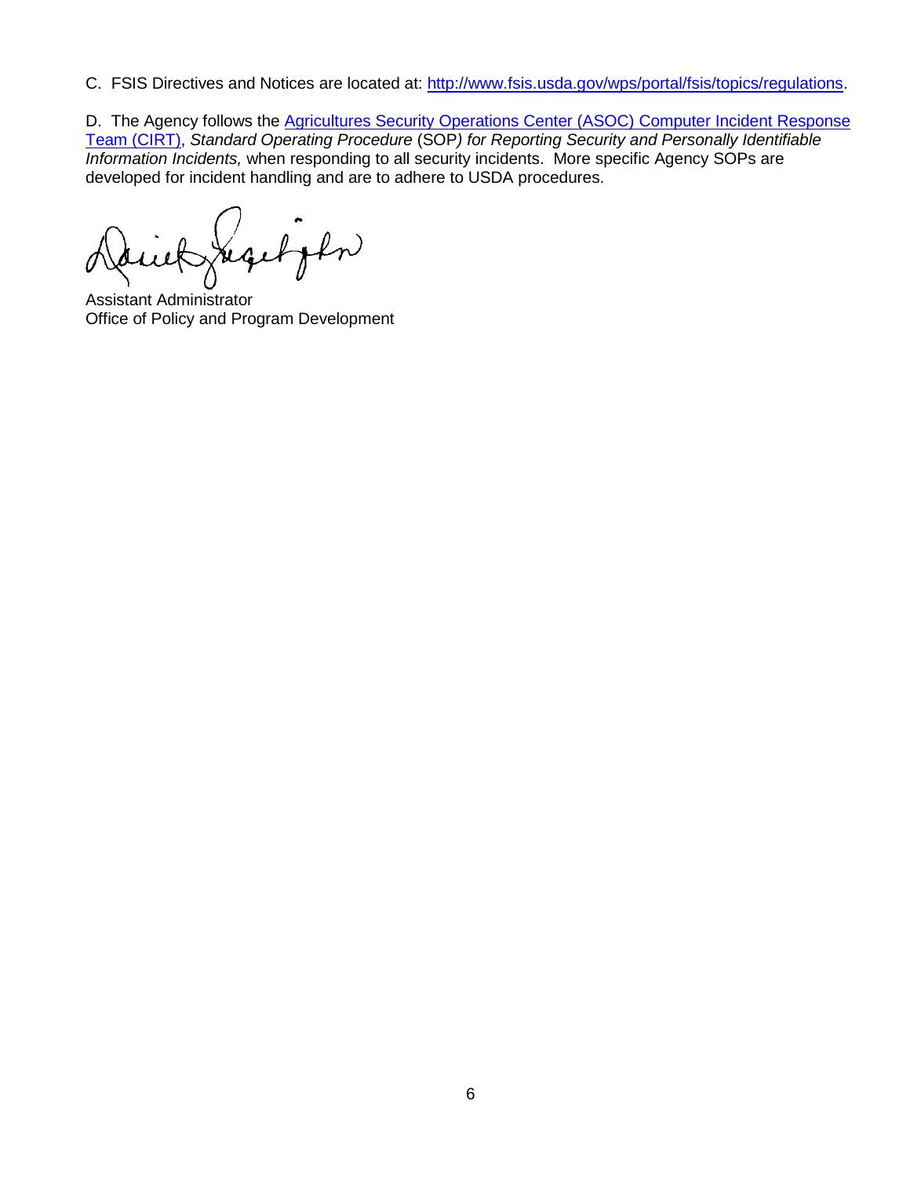C. FSIS Directives and Notices are located at: [http://www.fsis.usda.gov/wps/portal/fsis/topics/regulations](http://www.fsis.usda.gov/wps/portal/fsis/topics/regulations).

D. The Agency follows the [Agricultures Security Operations Center (ASOC) Computer Incident Response Team (CIRT)](), *Standard Operating Procedure* (SOP*) for Reporting Security and Personally Identifiable Information Incidents,* when responding to all security incidents. More specific Agency SOPs are developed for incident handling and are to adhere to USDA procedures.

Assistant Administrator
Office of Policy and Program Development